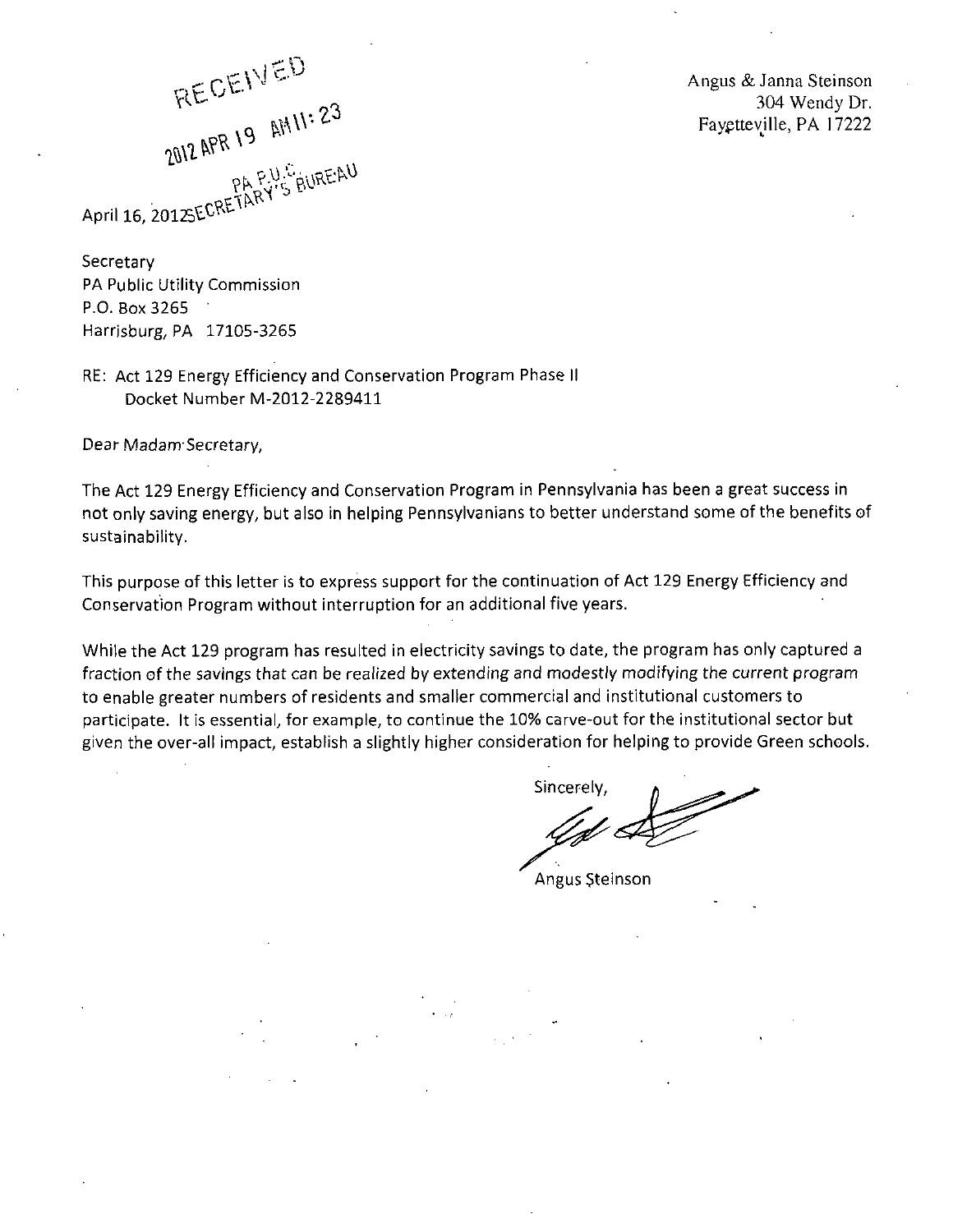RECEIVED
2012 APR 19 AM 11: 23
PA P.U.C.
SECRETARY'S BUREAU

Angus & Janna Steinson
304 Wendy Dr.
Fayetteville, PA 17222

April 16, 2012

Secretary
PA Public Utility Commission
P.O. Box 3265
Harrisburg, PA 17105-3265

RE: Act 129 Energy Efficiency and Conservation Program Phase II
Docket Number M-2012-2289411

Dear Madam Secretary,

The Act 129 Energy Efficiency and Conservation Program in Pennsylvania has been a great success in not only saving energy, but also in helping Pennsylvanians to better understand some of the benefits of sustainability.

This purpose of this letter is to express support for the continuation of Act 129 Energy Efficiency and Conservation Program without interruption for an additional five years.

While the Act 129 program has resulted in electricity savings to date, the program has only captured a fraction of the savings that can be realized by extending and modestly modifying the current program to enable greater numbers of residents and smaller commercial and institutional customers to participate. It is essential, for example, to continue the 10% carve-out for the institutional sector but given the over-all impact, establish a slightly higher consideration for helping to provide Green schools.

Sincerely,

Angus Steinson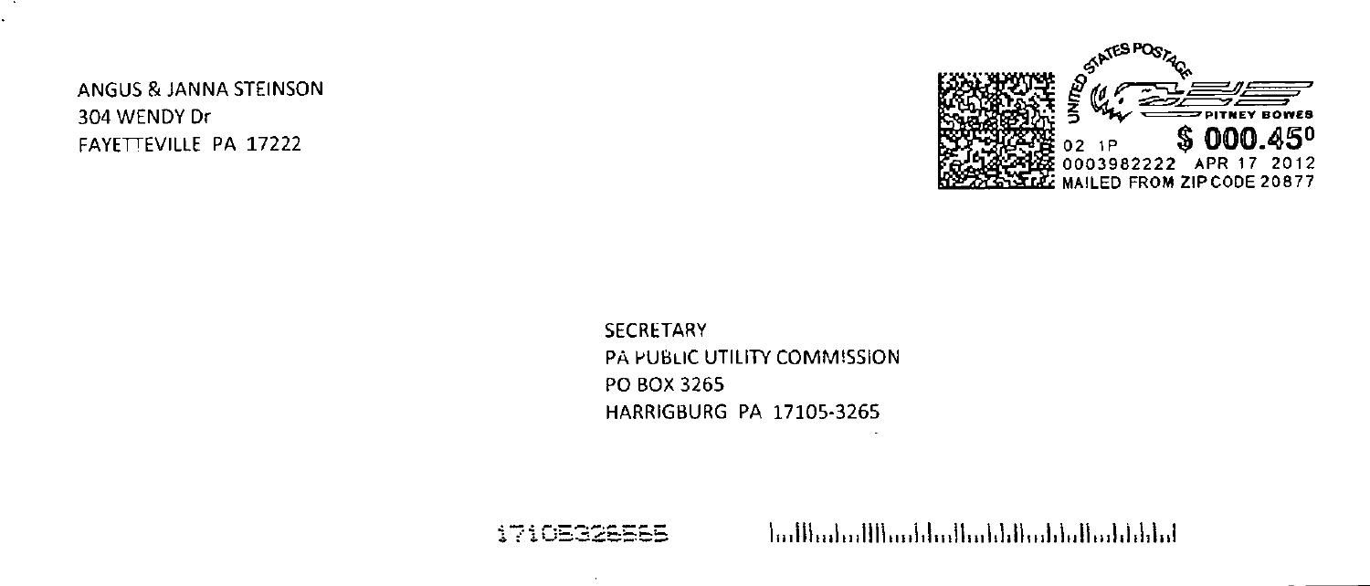ANGUS & JANNA STEINSON
304 WENDY Dr
FAYETTEVILLE PA 17222

UNITED STATES POSTAGE
PITNEY BOWES
02 1P $ 000.45[0]
0003982222 APR 17 2012
MAILED FROM ZIP CODE 20877

SECRETARY
PA PUBLIC UTILITY COMMISSION
PO BOX 3265
HARRIGBURG PA 17105-3265

17105326565